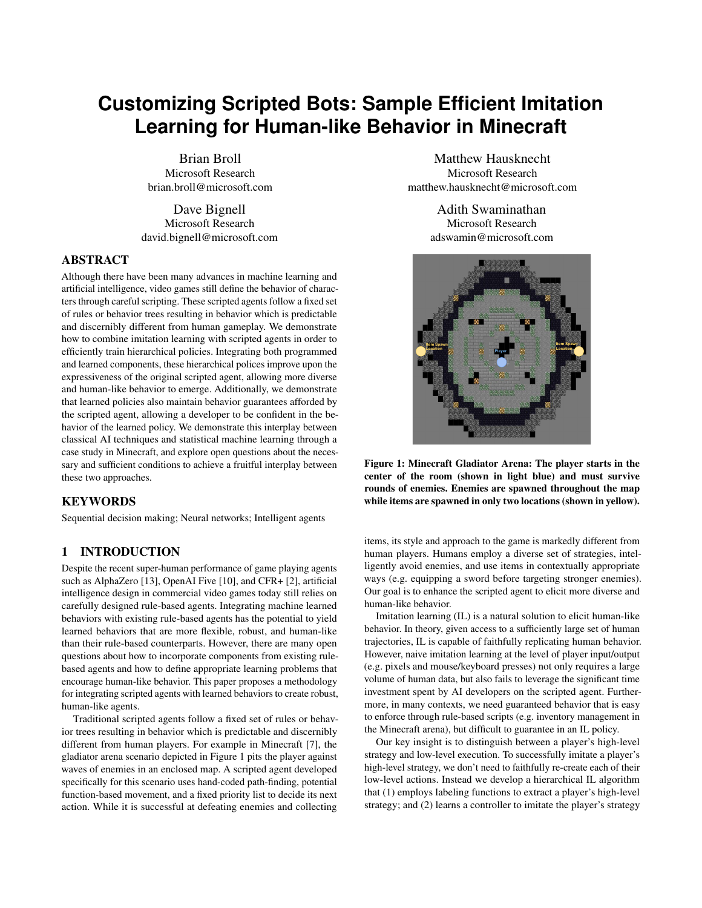# Customizing Scripted Bots: Sample Efficient Imitation Learning for Human-like Behavior in Minecraft

Brian Broll
Microsoft Research
brian.broll@microsoft.com

Matthew Hausknecht
Microsoft Research
matthew.hausknecht@microsoft.com

Dave Bignell
Microsoft Research
david.bignell@microsoft.com

Adith Swaminathan
Microsoft Research
adswamin@microsoft.com

## ABSTRACT

Although there have been many advances in machine learning and artificial intelligence, video games still define the behavior of characters through careful scripting. These scripted agents follow a fixed set of rules or behavior trees resulting in behavior which is predictable and discernibly different from human gameplay. We demonstrate how to combine imitation learning with scripted agents in order to efficiently train hierarchical policies. Integrating both programmed and learned components, these hierarchical polices improve upon the expressiveness of the original scripted agent, allowing more diverse and human-like behavior to emerge. Additionally, we demonstrate that learned policies also maintain behavior guarantees afforded by the scripted agent, allowing a developer to be confident in the behavior of the learned policy. We demonstrate this interplay between classical AI techniques and statistical machine learning through a case study in Minecraft, and explore open questions about the necessary and sufficient conditions to achieve a fruitful interplay between these two approaches.

## KEYWORDS

Sequential decision making; Neural networks; Intelligent agents

**Figure 1: Minecraft Gladiator Arena: The player starts in the center of the room (shown in light blue) and must survive rounds of enemies. Enemies are spawned throughout the map while items are spawned in only two locations (shown in yellow).**

## 1 INTRODUCTION

Despite the recent super-human performance of game playing agents such as AlphaZero [13], OpenAI Five [10], and CFR+ [2], artificial intelligence design in commercial video games today still relies on carefully designed rule-based agents. Integrating machine learned behaviors with existing rule-based agents has the potential to yield learned behaviors that are more flexible, robust, and human-like than their rule-based counterparts. However, there are many open questions about how to incorporate components from existing rule-based agents and how to define appropriate learning problems that encourage human-like behavior. This paper proposes a methodology for integrating scripted agents with learned behaviors to create robust, human-like agents.

Traditional scripted agents follow a fixed set of rules or behavior trees resulting in behavior which is predictable and discernibly different from human players. For example in Minecraft [7], the gladiator arena scenario depicted in Figure 1 pits the player against waves of enemies in an enclosed map. A scripted agent developed specifically for this scenario uses hand-coded path-finding, potential function-based movement, and a fixed priority list to decide its next action. While it is successful at defeating enemies and collecting items, its style and approach to the game is markedly different from human players. Humans employ a diverse set of strategies, intelligently avoid enemies, and use items in contextually appropriate ways (e.g. equipping a sword before targeting stronger enemies). Our goal is to enhance the scripted agent to elicit more diverse and human-like behavior.

Imitation learning (IL) is a natural solution to elicit human-like behavior. In theory, given access to a sufficiently large set of human trajectories, IL is capable of faithfully replicating human behavior. However, naive imitation learning at the level of player input/output (e.g. pixels and mouse/keyboard presses) not only requires a large volume of human data, but also fails to leverage the significant time investment spent by AI developers on the scripted agent. Furthermore, in many contexts, we need guaranteed behavior that is easy to enforce through rule-based scripts (e.g. inventory management in the Minecraft arena), but difficult to guarantee in an IL policy.

Our key insight is to distinguish between a player's high-level strategy and low-level execution. To successfully imitate a player's high-level strategy, we don't need to faithfully re-create each of their low-level actions. Instead we develop a hierarchical IL algorithm that (1) employs labeling functions to extract a player's high-level strategy; and (2) learns a controller to imitate the player's strategy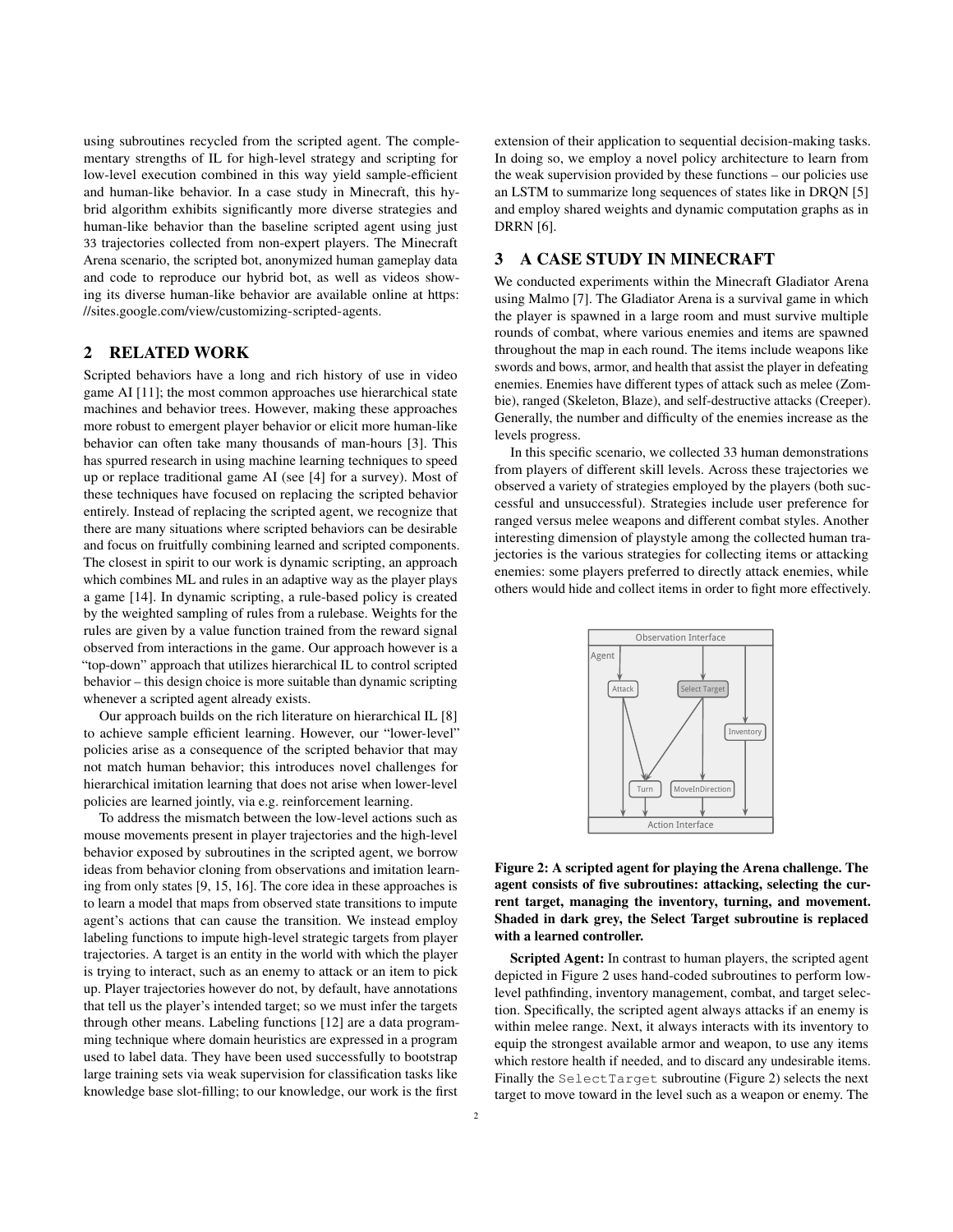using subroutines recycled from the scripted agent. The complementary strengths of IL for high-level strategy and scripting for low-level execution combined in this way yield sample-efficient and human-like behavior. In a case study in Minecraft, this hybrid algorithm exhibits significantly more diverse strategies and human-like behavior than the baseline scripted agent using just 33 trajectories collected from non-expert players. The Minecraft Arena scenario, the scripted bot, anonymized human gameplay data and code to reproduce our hybrid bot, as well as videos showing its diverse human-like behavior are available online at https://sites.google.com/view/customizing-scripted-agents.

## 2 RELATED WORK

Scripted behaviors have a long and rich history of use in video game AI [11]; the most common approaches use hierarchical state machines and behavior trees. However, making these approaches more robust to emergent player behavior or elicit more human-like behavior can often take many thousands of man-hours [3]. This has spurred research in using machine learning techniques to speed up or replace traditional game AI (see [4] for a survey). Most of these techniques have focused on replacing the scripted behavior entirely. Instead of replacing the scripted agent, we recognize that there are many situations where scripted behaviors can be desirable and focus on fruitfully combining learned and scripted components. The closest in spirit to our work is dynamic scripting, an approach which combines ML and rules in an adaptive way as the player plays a game [14]. In dynamic scripting, a rule-based policy is created by the weighted sampling of rules from a rulebase. Weights for the rules are given by a value function trained from the reward signal observed from interactions in the game. Our approach however is a "top-down" approach that utilizes hierarchical IL to control scripted behavior – this design choice is more suitable than dynamic scripting whenever a scripted agent already exists.

Our approach builds on the rich literature on hierarchical IL [8] to achieve sample efficient learning. However, our "lower-level" policies arise as a consequence of the scripted behavior that may not match human behavior; this introduces novel challenges for hierarchical imitation learning that does not arise when lower-level policies are learned jointly, via e.g. reinforcement learning.

To address the mismatch between the low-level actions such as mouse movements present in player trajectories and the high-level behavior exposed by subroutines in the scripted agent, we borrow ideas from behavior cloning from observations and imitation learning from only states [9, 15, 16]. The core idea in these approaches is to learn a model that maps from observed state transitions to impute agent's actions that can cause the transition. We instead employ labeling functions to impute high-level strategic targets from player trajectories. A target is an entity in the world with which the player is trying to interact, such as an enemy to attack or an item to pick up. Player trajectories however do not, by default, have annotations that tell us the player's intended target; so we must infer the targets through other means. Labeling functions [12] are a data programming technique where domain heuristics are expressed in a program used to label data. They have been used successfully to bootstrap large training sets via weak supervision for classification tasks like knowledge base slot-filling; to our knowledge, our work is the first extension of their application to sequential decision-making tasks. In doing so, we employ a novel policy architecture to learn from the weak supervision provided by these functions – our policies use an LSTM to summarize long sequences of states like in DRQN [5] and employ shared weights and dynamic computation graphs as in DRRN [6].

## 3 A CASE STUDY IN MINECRAFT

We conducted experiments within the Minecraft Gladiator Arena using Malmo [7]. The Gladiator Arena is a survival game in which the player is spawned in a large room and must survive multiple rounds of combat, where various enemies and items are spawned throughout the map in each round. The items include weapons like swords and bows, armor, and health that assist the player in defeating enemies. Enemies have different types of attack such as melee (Zombie), ranged (Skeleton, Blaze), and self-destructive attacks (Creeper). Generally, the number and difficulty of the enemies increase as the levels progress.

In this specific scenario, we collected 33 human demonstrations from players of different skill levels. Across these trajectories we observed a variety of strategies employed by the players (both successful and unsuccessful). Strategies include user preference for ranged versus melee weapons and different combat styles. Another interesting dimension of playstyle among the collected human trajectories is the various strategies for collecting items or attacking enemies: some players preferred to directly attack enemies, while others would hide and collect items in order to fight more effectively.

**Figure 2: A scripted agent for playing the Arena challenge. The agent consists of five subroutines: attacking, selecting the current target, managing the inventory, turning, and movement. Shaded in dark grey, the Select Target subroutine is replaced with a learned controller.**

**Scripted Agent:** In contrast to human players, the scripted agent depicted in Figure 2 uses hand-coded subroutines to perform low-level pathfinding, inventory management, combat, and target selection. Specifically, the scripted agent always attacks if an enemy is within melee range. Next, it always interacts with its inventory to equip the strongest available armor and weapon, to use any items which restore health if needed, and to discard any undesirable items. Finally the `SelectTarget` subroutine (Figure 2) selects the next target to move toward in the level such as a weapon or enemy. The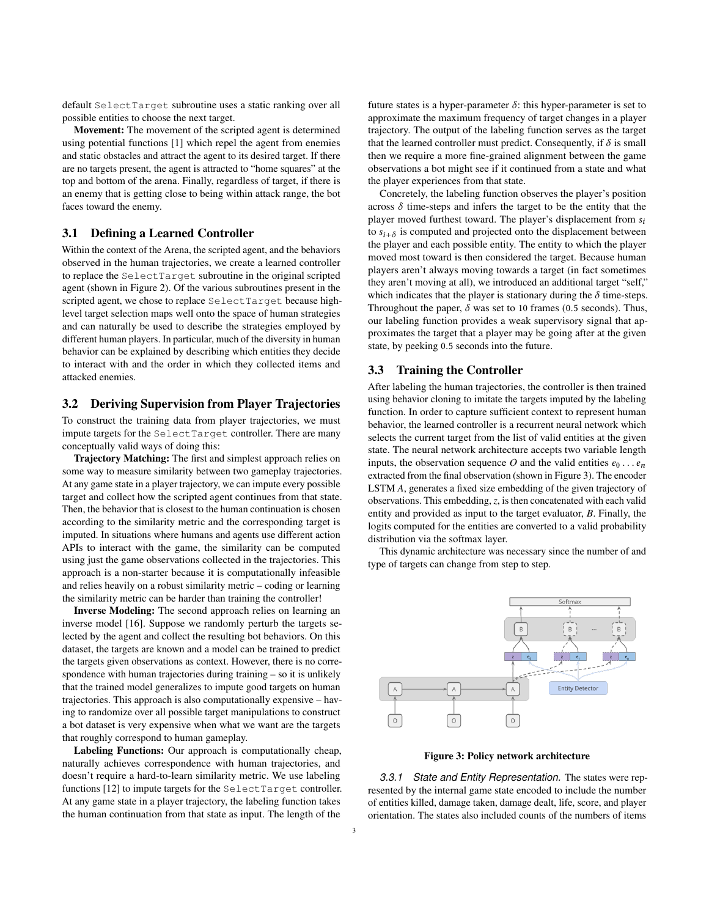default `SelectTarget` subroutine uses a static ranking over all possible entities to choose the next target.

**Movement:** The movement of the scripted agent is determined using potential functions [1] which repel the agent from enemies and static obstacles and attract the agent to its desired target. If there are no targets present, the agent is attracted to "home squares" at the top and bottom of the arena. Finally, regardless of target, if there is an enemy that is getting close to being within attack range, the bot faces toward the enemy.

## 3.1 Defining a Learned Controller

Within the context of the Arena, the scripted agent, and the behaviors observed in the human trajectories, we create a learned controller to replace the `SelectTarget` subroutine in the original scripted agent (shown in Figure 2). Of the various subroutines present in the scripted agent, we chose to replace `SelectTarget` because high-level target selection maps well onto the space of human strategies and can naturally be used to describe the strategies employed by different human players. In particular, much of the diversity in human behavior can be explained by describing which entities they decide to interact with and the order in which they collected items and attacked enemies.

## 3.2 Deriving Supervision from Player Trajectories

To construct the training data from player trajectories, we must impute targets for the `SelectTarget` controller. There are many conceptually valid ways of doing this:

**Trajectory Matching:** The first and simplest approach relies on some way to measure similarity between two gameplay trajectories. At any game state in a player trajectory, we can impute every possible target and collect how the scripted agent continues from that state. Then, the behavior that is closest to the human continuation is chosen according to the similarity metric and the corresponding target is imputed. In situations where humans and agents use different action APIs to interact with the game, the similarity can be computed using just the game observations collected in the trajectories. This approach is a non-starter because it is computationally infeasible and relies heavily on a robust similarity metric – coding or learning the similarity metric can be harder than training the controller!

**Inverse Modeling:** The second approach relies on learning an inverse model [16]. Suppose we randomly perturb the targets selected by the agent and collect the resulting bot behaviors. On this dataset, the targets are known and a model can be trained to predict the targets given observations as context. However, there is no correspondence with human trajectories during training – so it is unlikely that the trained model generalizes to impute good targets on human trajectories. This approach is also computationally expensive – having to randomize over all possible target manipulations to construct a bot dataset is very expensive when what we want are the targets that roughly correspond to human gameplay.

**Labeling Functions:** Our approach is computationally cheap, naturally achieves correspondence with human trajectories, and doesn't require a hard-to-learn similarity metric. We use labeling functions [12] to impute targets for the `SelectTarget` controller. At any game state in a player trajectory, the labeling function takes the human continuation from that state as input. The length of the future states is a hyper-parameter $\delta$: this hyper-parameter is set to approximate the maximum frequency of target changes in a player trajectory. The output of the labeling function serves as the target that the learned controller must predict. Consequently, if $\delta$ is small then we require a more fine-grained alignment between the game observations a bot might see if it continued from a state and what the player experiences from that state.

Concretely, the labeling function observes the player's position across $\delta$ time-steps and infers the target to be the entity that the player moved furthest toward. The player's displacement from $s_i$ to $s_{i+\delta}$ is computed and projected onto the displacement between the player and each possible entity. The entity to which the player moved most toward is then considered the target. Because human players aren't always moving towards a target (in fact sometimes they aren't moving at all), we introduced an additional target "self," which indicates that the player is stationary during the $\delta$ time-steps. Throughout the paper, $\delta$ was set to 10 frames (0.5 seconds). Thus, our labeling function provides a weak supervisory signal that approximates the target that a player may be going after at the given state, by peeking 0.5 seconds into the future.

## 3.3 Training the Controller

After labeling the human trajectories, the controller is then trained using behavior cloning to imitate the targets imputed by the labeling function. In order to capture sufficient context to represent human behavior, the learned controller is a recurrent neural network which selects the current target from the list of valid entities at the given state. The neural network architecture accepts two variable length inputs, the observation sequence $O$ and the valid entities $e_0 \dots e_n$ extracted from the final observation (shown in Figure 3). The encoder LSTM $A$, generates a fixed size embedding of the given trajectory of observations. This embedding, $z$, is then concatenated with each valid entity and provided as input to the target evaluator, $B$. Finally, the logits computed for the entities are converted to a valid probability distribution via the softmax layer.

This dynamic architecture was necessary since the number of and type of targets can change from step to step.

**Figure 3: Policy network architecture**

### 3.3.1 *State and Entity Representation.*

The states were represented by the internal game state encoded to include the number of entities killed, damage taken, damage dealt, life, score, and player orientation. The states also included counts of the numbers of items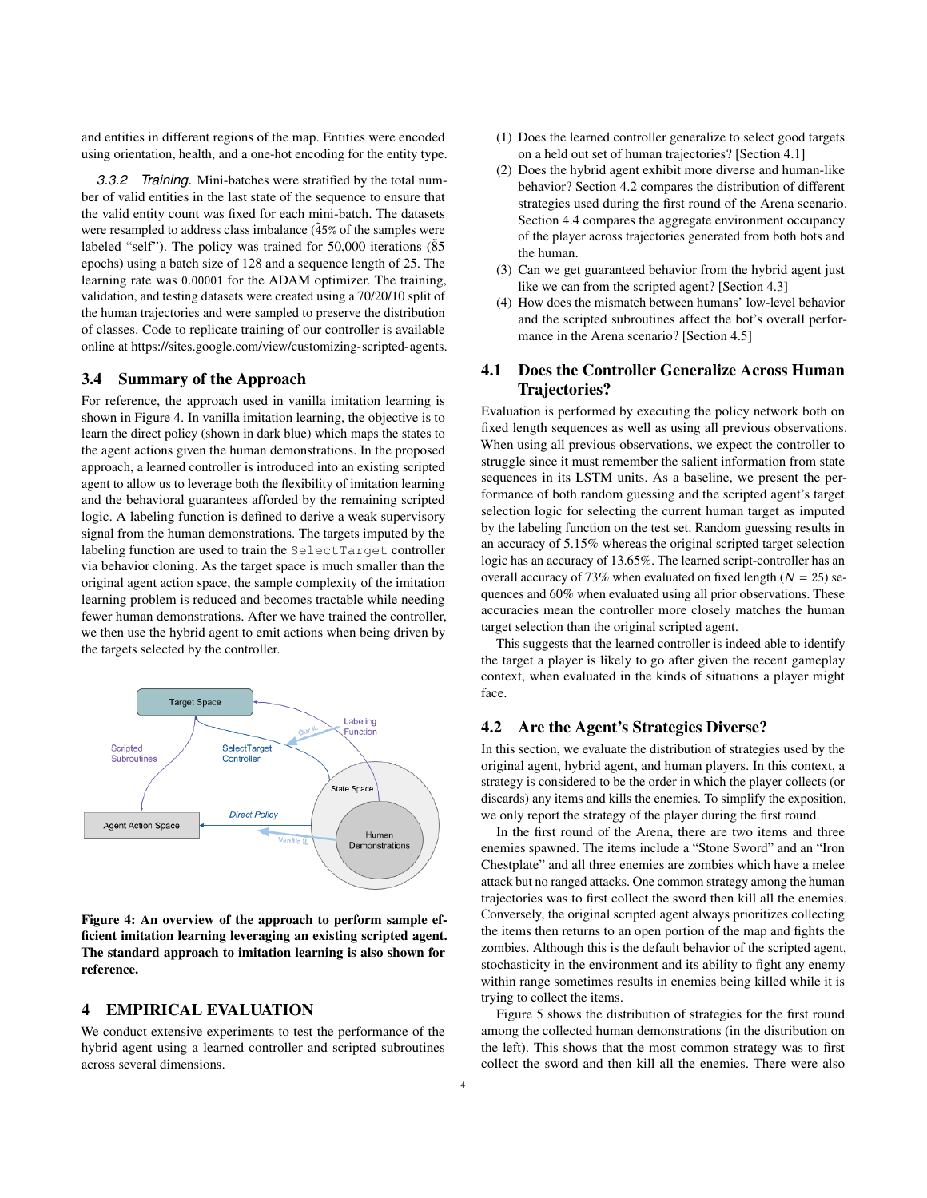and entities in different regions of the map. Entities were encoded using orientation, health, and a one-hot encoding for the entity type.

*3.3.2 Training.* Mini-batches were stratified by the total number of valid entities in the last state of the sequence to ensure that the valid entity count was fixed for each mini-batch. The datasets were resampled to address class imbalance ($\tilde{4}5\%$ of the samples were labeled "self"). The policy was trained for 50,000 iterations ($\tilde{8}5$ epochs) using a batch size of 128 and a sequence length of 25. The learning rate was 0.00001 for the ADAM optimizer. The training, validation, and testing datasets were created using a 70/20/10 split of the human trajectories and were sampled to preserve the distribution of classes. Code to replicate training of our controller is available online at https://sites.google.com/view/customizing-scripted-agents.

## 3.4 Summary of the Approach

For reference, the approach used in vanilla imitation learning is shown in Figure 4. In vanilla imitation learning, the objective is to learn the direct policy (shown in dark blue) which maps the states to the agent actions given the human demonstrations. In the proposed approach, a learned controller is introduced into an existing scripted agent to allow us to leverage both the flexibility of imitation learning and the behavioral guarantees afforded by the remaining scripted logic. A labeling function is defined to derive a weak supervisory signal from the human demonstrations. The targets imputed by the labeling function are used to train the `SelectTarget` controller via behavior cloning. As the target space is much smaller than the original agent action space, the sample complexity of the imitation learning problem is reduced and becomes tractable while needing fewer human demonstrations. After we have trained the controller, we then use the hybrid agent to emit actions when being driven by the targets selected by the controller.

**Figure 4: An overview of the approach to perform sample efficient imitation learning leveraging an existing scripted agent. The standard approach to imitation learning is also shown for reference.**

# 4 EMPIRICAL EVALUATION

We conduct extensive experiments to test the performance of the hybrid agent using a learned controller and scripted subroutines across several dimensions.

(1) Does the learned controller generalize to select good targets on a held out set of human trajectories? [Section 4.1]
(2) Does the hybrid agent exhibit more diverse and human-like behavior? Section 4.2 compares the distribution of different strategies used during the first round of the Arena scenario. Section 4.4 compares the aggregate environment occupancy of the player across trajectories generated from both bots and the human.
(3) Can we get guaranteed behavior from the hybrid agent just like we can from the scripted agent? [Section 4.3]
(4) How does the mismatch between humans' low-level behavior and the scripted subroutines affect the bot's overall performance in the Arena scenario? [Section 4.5]

## 4.1 Does the Controller Generalize Across Human Trajectories?

Evaluation is performed by executing the policy network both on fixed length sequences as well as using all previous observations. When using all previous observations, we expect the controller to struggle since it must remember the salient information from state sequences in its LSTM units. As a baseline, we present the performance of both random guessing and the scripted agent's target selection logic for selecting the current human target as imputed by the labeling function on the test set. Random guessing results in an accuracy of 5.15% whereas the original scripted target selection logic has an accuracy of 13.65%. The learned script-controller has an overall accuracy of 73% when evaluated on fixed length ($N = 25$) sequences and 60% when evaluated using all prior observations. These accuracies mean the controller more closely matches the human target selection than the original scripted agent.

This suggests that the learned controller is indeed able to identify the target a player is likely to go after given the recent gameplay context, when evaluated in the kinds of situations a player might face.

## 4.2 Are the Agent's Strategies Diverse?

In this section, we evaluate the distribution of strategies used by the original agent, hybrid agent, and human players. In this context, a strategy is considered to be the order in which the player collects (or discards) any items and kills the enemies. To simplify the exposition, we only report the strategy of the player during the first round.

In the first round of the Arena, there are two items and three enemies spawned. The items include a "Stone Sword" and an "Iron Chestplate" and all three enemies are zombies which have a melee attack but no ranged attacks. One common strategy among the human trajectories was to first collect the sword then kill all the enemies. Conversely, the original scripted agent always prioritizes collecting the items then returns to an open portion of the map and fights the zombies. Although this is the default behavior of the scripted agent, stochasticity in the environment and its ability to fight any enemy within range sometimes results in enemies being killed while it is trying to collect the items.

Figure 5 shows the distribution of strategies for the first round among the collected human demonstrations (in the distribution on the left). This shows that the most common strategy was to first collect the sword and then kill all the enemies. There were also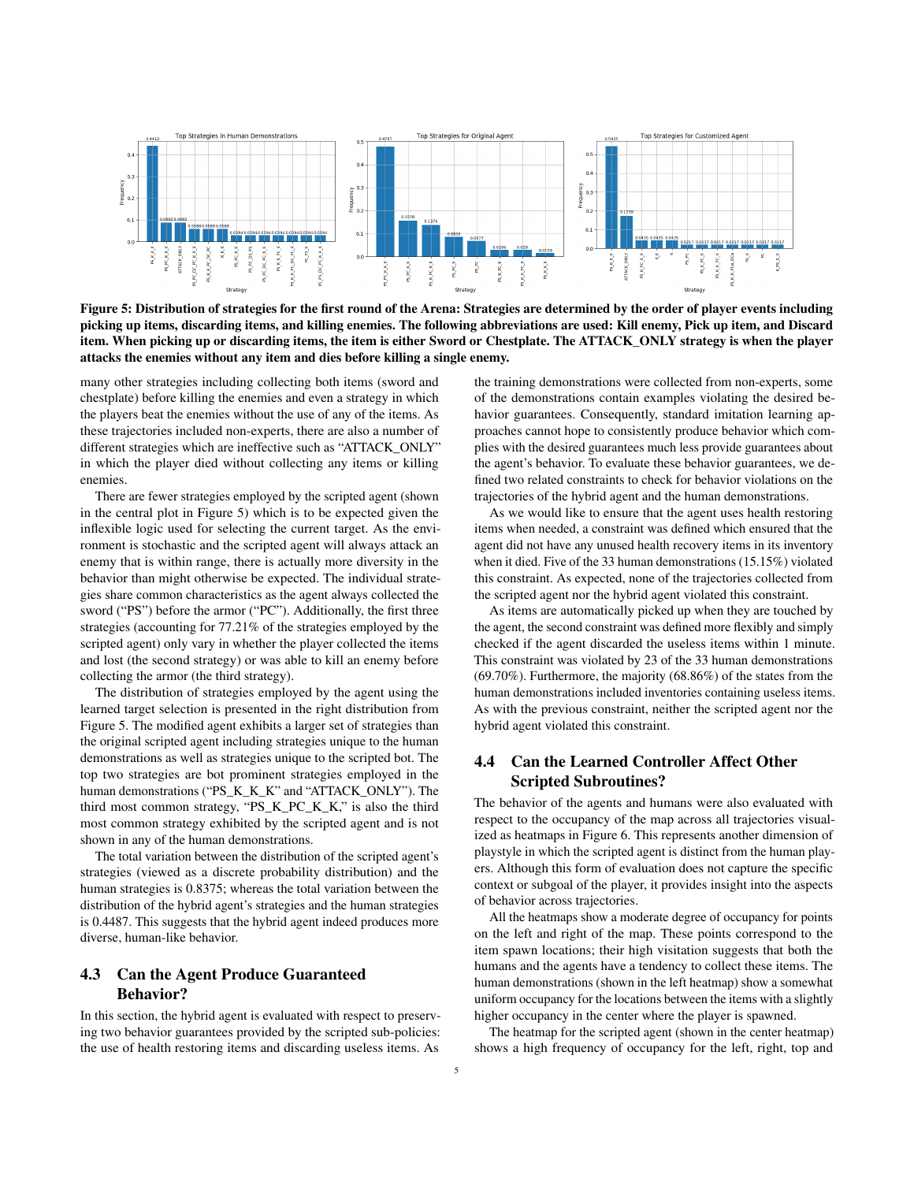**Figure 5: Distribution of strategies for the first round of the Arena: Strategies are determined by the order of player events including picking up items, discarding items, and killing enemies. The following abbreviations are used: Kill enemy, Pick up item, and Discard item. When picking up or discarding items, the item is either Sword or Chestplate. The ATTACK_ONLY strategy is when the player attacks the enemies without any item and dies before killing a single enemy.**

many other strategies including collecting both items (sword and chestplate) before killing the enemies and even a strategy in which the players beat the enemies without the use of any of the items. As these trajectories included non-experts, there are also a number of different strategies which are ineffective such as "ATTACK_ONLY" in which the player died without collecting any items or killing enemies.

There are fewer strategies employed by the scripted agent (shown in the central plot in Figure 5) which is to be expected given the inflexible logic used for selecting the current target. As the environment is stochastic and the scripted agent will always attack an enemy that is within range, there is actually more diversity in the behavior than might otherwise be expected. The individual strategies share common characteristics as the agent always collected the sword ("PS") before the armor ("PC"). Additionally, the first three strategies (accounting for 77.21% of the strategies employed by the scripted agent) only vary in whether the player collected the items and lost (the second strategy) or was able to kill an enemy before collecting the armor (the third strategy).

The distribution of strategies employed by the agent using the learned target selection is presented in the right distribution from Figure 5. The modified agent exhibits a larger set of strategies than the original scripted agent including strategies unique to the human demonstrations as well as strategies unique to the scripted bot. The top two strategies are bot prominent strategies employed in the human demonstrations ("PS_K_K_K" and "ATTACK_ONLY"). The third most common strategy, "PS_K_PC_K_K," is also the third most common strategy exhibited by the scripted agent and is not shown in any of the human demonstrations.

The total variation between the distribution of the scripted agent's strategies (viewed as a discrete probability distribution) and the human strategies is 0.8375; whereas the total variation between the distribution of the hybrid agent's strategies and the human strategies is 0.4487. This suggests that the hybrid agent indeed produces more diverse, human-like behavior.

## 4.3 Can the Agent Produce Guaranteed Behavior?

In this section, the hybrid agent is evaluated with respect to preserving two behavior guarantees provided by the scripted sub-policies: the use of health restoring items and discarding useless items. As the training demonstrations were collected from non-experts, some of the demonstrations contain examples violating the desired behavior guarantees. Consequently, standard imitation learning approaches cannot hope to consistently produce behavior which complies with the desired guarantees much less provide guarantees about the agent's behavior. To evaluate these behavior guarantees, we defined two related constraints to check for behavior violations on the trajectories of the hybrid agent and the human demonstrations.

As we would like to ensure that the agent uses health restoring items when needed, a constraint was defined which ensured that the agent did not have any unused health recovery items in its inventory when it died. Five of the 33 human demonstrations (15.15%) violated this constraint. As expected, none of the trajectories collected from the scripted agent nor the hybrid agent violated this constraint.

As items are automatically picked up when they are touched by the agent, the second constraint was defined more flexibly and simply checked if the agent discarded the useless items within 1 minute. This constraint was violated by 23 of the 33 human demonstrations (69.70%). Furthermore, the majority (68.86%) of the states from the human demonstrations included inventories containing useless items. As with the previous constraint, neither the scripted agent nor the hybrid agent violated this constraint.

## 4.4 Can the Learned Controller Affect Other Scripted Subroutines?

The behavior of the agents and humans were also evaluated with respect to the occupancy of the map across all trajectories visualized as heatmaps in Figure 6. This represents another dimension of playstyle in which the scripted agent is distinct from the human players. Although this form of evaluation does not capture the specific context or subgoal of the player, it provides insight into the aspects of behavior across trajectories.

All the heatmaps show a moderate degree of occupancy for points on the left and right of the map. These points correspond to the item spawn locations; their high visitation suggests that both the humans and the agents have a tendency to collect these items. The human demonstrations (shown in the left heatmap) show a somewhat uniform occupancy for the locations between the items with a slightly higher occupancy in the center where the player is spawned.

The heatmap for the scripted agent (shown in the center heatmap) shows a high frequency of occupancy for the left, right, top and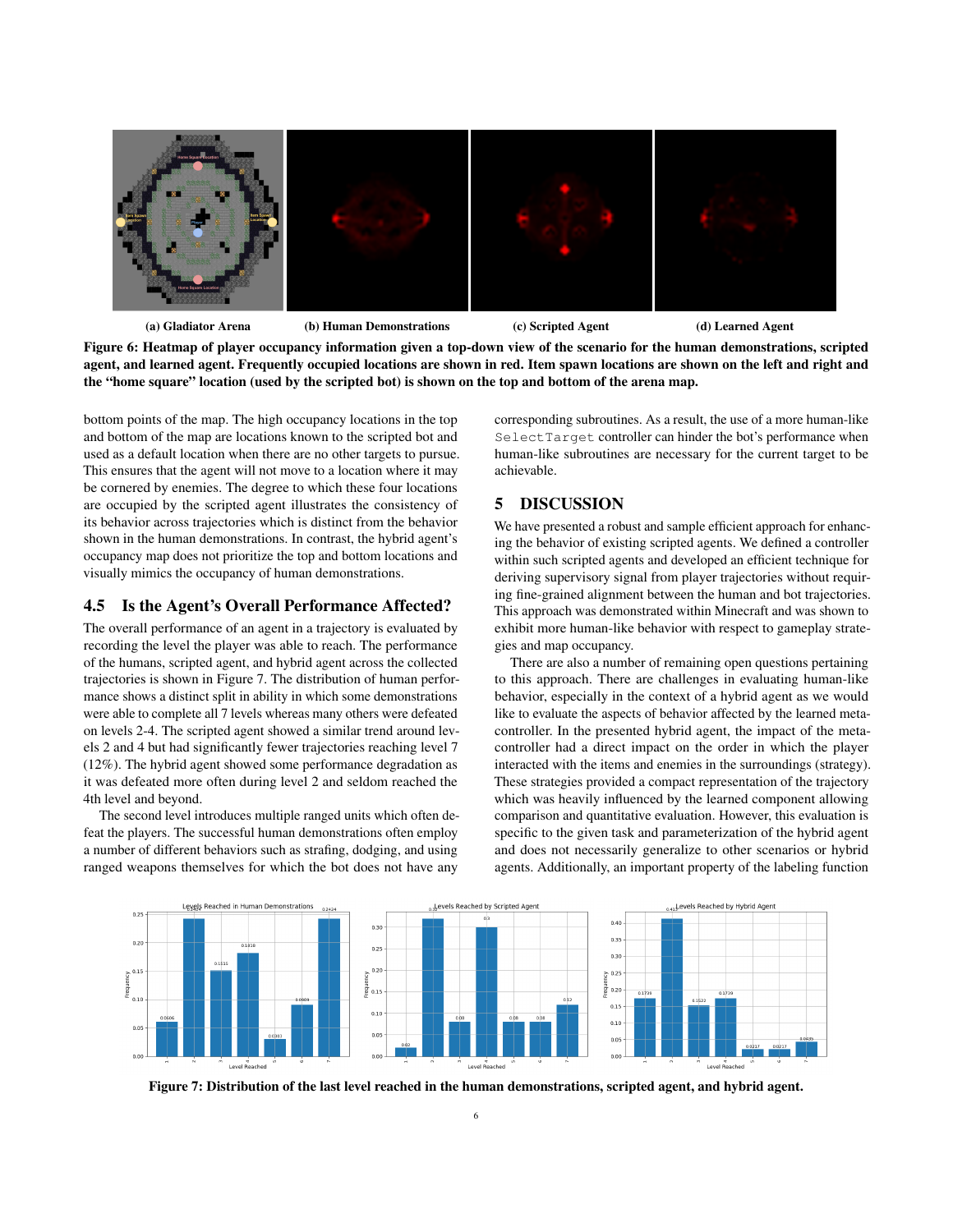(a) Gladiator Arena (b) Human Demonstrations (c) Scripted Agent (d) Learned Agent

**Figure 6: Heatmap of player occupancy information given a top-down view of the scenario for the human demonstrations, scripted agent, and learned agent. Frequently occupied locations are shown in red. Item spawn locations are shown on the left and right and the "home square" location (used by the scripted bot) is shown on the top and bottom of the arena map.**

bottom points of the map. The high occupancy locations in the top and bottom of the map are locations known to the scripted bot and used as a default location when there are no other targets to pursue. This ensures that the agent will not move to a location where it may be cornered by enemies. The degree to which these four locations are occupied by the scripted agent illustrates the consistency of its behavior across trajectories which is distinct from the behavior shown in the human demonstrations. In contrast, the hybrid agent's occupancy map does not prioritize the top and bottom locations and visually mimics the occupancy of human demonstrations.

## 4.5 Is the Agent's Overall Performance Affected?

The overall performance of an agent in a trajectory is evaluated by recording the level the player was able to reach. The performance of the humans, scripted agent, and hybrid agent across the collected trajectories is shown in Figure 7. The distribution of human performance shows a distinct split in ability in which some demonstrations were able to complete all 7 levels whereas many others were defeated on levels 2-4. The scripted agent showed a similar trend around levels 2 and 4 but had significantly fewer trajectories reaching level 7 (12%). The hybrid agent showed some performance degradation as it was defeated more often during level 2 and seldom reached the 4th level and beyond.

The second level introduces multiple ranged units which often defeat the players. The successful human demonstrations often employ a number of different behaviors such as strafing, dodging, and using ranged weapons themselves for which the bot does not have any corresponding subroutines. As a result, the use of a more human-like `SelectTarget` controller can hinder the bot's performance when human-like subroutines are necessary for the current target to be achievable.

# 5 DISCUSSION

We have presented a robust and sample efficient approach for enhancing the behavior of existing scripted agents. We defined a controller within such scripted agents and developed an efficient technique for deriving supervisory signal from player trajectories without requiring fine-grained alignment between the human and bot trajectories. This approach was demonstrated within Minecraft and was shown to exhibit more human-like behavior with respect to gameplay strategies and map occupancy.

There are also a number of remaining open questions pertaining to this approach. There are challenges in evaluating human-like behavior, especially in the context of a hybrid agent as we would like to evaluate the aspects of behavior affected by the learned meta-controller. In the presented hybrid agent, the impact of the meta-controller had a direct impact on the order in which the player interacted with the items and enemies in the surroundings (strategy). These strategies provided a compact representation of the trajectory which was heavily influenced by the learned component allowing comparison and quantitative evaluation. However, this evaluation is specific to the given task and parameterization of the hybrid agent and does not necessarily generalize to other scenarios or hybrid agents. Additionally, an important property of the labeling function

**Figure 7: Distribution of the last level reached in the human demonstrations, scripted agent, and hybrid agent.**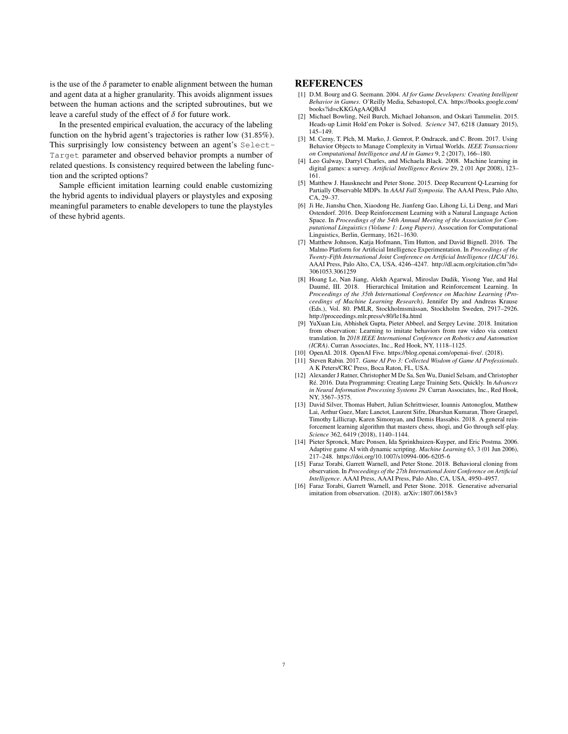is the use of the $\delta$ parameter to enable alignment between the human and agent data at a higher granularity. This avoids alignment issues between the human actions and the scripted subroutines, but we leave a careful study of the effect of $\delta$ for future work.

In the presented empirical evaluation, the accuracy of the labeling function on the hybrid agent's trajectories is rather low (31.85%). This surprisingly low consistency between an agent's `Select-Target` parameter and observed behavior prompts a number of related questions. Is consistency required between the labeling function and the scripted options?

Sample efficient imitation learning could enable customizing the hybrid agents to individual players or playstyles and exposing meaningful parameters to enable developers to tune the playstyles of these hybrid agents.

## REFERENCES

[1] D.M. Bourg and G. Seemann. 2004. *AI for Game Developers: Creating Intelligent Behavior in Games*. O'Reilly Media, Sebastopol, CA. https://books.google.com/books?id=cKKGAgAAQBAJ

[2] Michael Bowling, Neil Burch, Michael Johanson, and Oskari Tammelin. 2015. Heads-up Limit Hold'em Poker is Solved. *Science* 347, 6218 (January 2015), 145–149.

[3] M. Cerny, T. Plch, M. Marko, J. Gemrot, P. Ondracek, and C. Brom. 2017. Using Behavior Objects to Manage Complexity in Virtual Worlds. *IEEE Transactions on Computational Intelligence and AI in Games* 9, 2 (2017), 166–180.

[4] Leo Galway, Darryl Charles, and Michaela Black. 2008. Machine learning in digital games: a survey. *Artificial Intelligence Review* 29, 2 (01 Apr 2008), 123–161.

[5] Matthew J. Hausknecht and Peter Stone. 2015. Deep Recurrent Q-Learning for Partially Observable MDPs. In *AAAI Fall Symposia*. The AAAI Press, Palo Alto, CA, 29–37.

[6] Ji He, Jianshu Chen, Xiaodong He, Jianfeng Gao, Lihong Li, Li Deng, and Mari Ostendorf. 2016. Deep Reinforcement Learning with a Natural Language Action Space. In *Proceedings of the 54th Annual Meeting of the Association for Computational Linguistics (Volume 1: Long Papers)*. Assocation for Computational Linguistics, Berlin, Germany, 1621–1630.

[7] Matthew Johnson, Katja Hofmann, Tim Hutton, and David Bignell. 2016. The Malmo Platform for Artificial Intelligence Experimentation. In *Proceedings of the Twenty-Fifth International Joint Conference on Artificial Intelligence (IJCAI'16)*. AAAI Press, Palo Alto, CA, USA, 4246–4247. http://dl.acm.org/citation.cfm?id=3061053.3061259

[8] Hoang Le, Nan Jiang, Alekh Agarwal, Miroslav Dudik, Yisong Yue, and Hal Daumé, III. 2018. Hierarchical Imitation and Reinforcement Learning. In *Proceedings of the 35th International Conference on Machine Learning (Proceedings of Machine Learning Research)*, Jennifer Dy and Andreas Krause (Eds.), Vol. 80. PMLR, Stockholmsmässan, Stockholm Sweden, 2917–2926. http://proceedings.mlr.press/v80/le18a.html

[9] YuXuan Liu, Abhishek Gupta, Pieter Abbeel, and Sergey Levine. 2018. Imitation from observation: Learning to imitate behaviors from raw video via context translation. In *2018 IEEE International Conference on Robotics and Automation (ICRA)*. Curran Associates, Inc., Red Hook, NY, 1118–1125.

[10] OpenAI. 2018. OpenAI Five. https://blog.openai.com/openai-five/. (2018).

[11] Steven Rabin. 2017. *Game AI Pro 3: Collected Wisdom of Game AI Professionals*. A K Peters/CRC Press, Boca Raton, FL, USA.

[12] Alexander J Ratner, Christopher M De Sa, Sen Wu, Daniel Selsam, and Christopher Ré. 2016. Data Programming: Creating Large Training Sets, Quickly. In *Advances in Neural Information Processing Systems 29*. Curran Associates, Inc., Red Hook, NY, 3567–3575.

[13] David Silver, Thomas Hubert, Julian Schrittwieser, Ioannis Antonoglou, Matthew Lai, Arthur Guez, Marc Lanctot, Laurent Sifre, Dharshan Kumaran, Thore Graepel, Timothy Lillicrap, Karen Simonyan, and Demis Hassabis. 2018. A general reinforcement learning algorithm that masters chess, shogi, and Go through self-play. *Science* 362, 6419 (2018), 1140–1144.

[14] Pieter Spronck, Marc Ponsen, Ida Sprinkhuizen-Kuyper, and Eric Postma. 2006. Adaptive game AI with dynamic scripting. *Machine Learning* 63, 3 (01 Jun 2006), 217–248. https://doi.org/10.1007/s10994-006-6205-6

[15] Faraz Torabi, Garrett Warnell, and Peter Stone. 2018. Behavioral cloning from observation. In *Proceedings of the 27th International Joint Conference on Artificial Intelligence*. AAAI Press, AAAI Press, Palo Alto, CA, USA, 4950–4957.

[16] Faraz Torabi, Garrett Warnell, and Peter Stone. 2018. Generative adversarial imitation from observation. (2018). arXiv:1807.06158v3